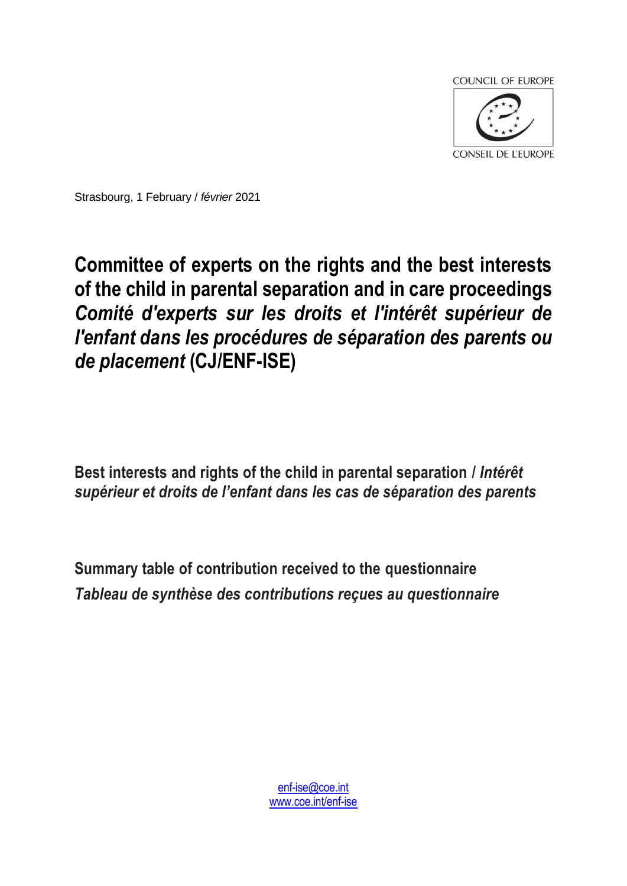COUNCIL OF EUROPE

CONSEIL DE L'EUROPE

Strasbourg, 1 February / *février* 2021

# Committee of experts on the rights and the best interests of the child in parental separation and in care proceedings *Comité d'experts sur les droits et l'intérêt supérieur de l'enfant dans les procédures de séparation des parents ou de placement* (CJ/ENF-ISE)

## Best interests and rights of the child in parental separation / *Intérêt supérieur et droits de l'enfant dans les cas de séparation des parents*

## Summary table of contribution received to the questionnaire *Tableau de synthèse des contributions reçues au questionnaire*

enf-ise@coe.int
www.coe.int/enf-ise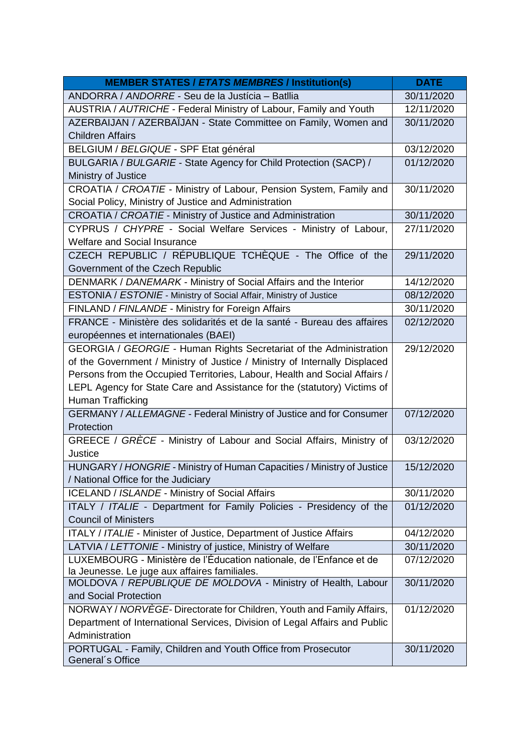| **MEMBER STATES / *ETATS MEMBRES* / Institution(s)** | **DATE** |
|---|---|
| ANDORRA / *ANDORRE* - Seu de la Justícia – Batllia | 30/11/2020 |
| AUSTRIA / *AUTRICHE* - Federal Ministry of Labour, Family and Youth | 12/11/2020 |
| AZERBAIJAN / AZERBAÏJAN - State Committee on Family, Women and Children Affairs | 30/11/2020 |
| BELGIUM / *BELGIQUE* - SPF Etat général | 03/12/2020 |
| BULGARIA / *BULGARIE* - State Agency for Child Protection (SACP) / Ministry of Justice | 01/12/2020 |
| CROATIA / *CROATIE* - Ministry of Labour, Pension System, Family and Social Policy, Ministry of Justice and Administration | 30/11/2020 |
| CROATIA / *CROATIE* - Ministry of Justice and Administration | 30/11/2020 |
| CYPRUS / *CHYPRE* - Social Welfare Services - Ministry of Labour, Welfare and Social Insurance | 27/11/2020 |
| CZECH REPUBLIC / RÉPUBLIQUE TCHÈQUE - The Office of the Government of the Czech Republic | 29/11/2020 |
| DENMARK / *DANEMARK* - Ministry of Social Affairs and the Interior | 14/12/2020 |
| ESTONIA / *ESTONIE* - Ministry of Social Affair, Ministry of Justice | 08/12/2020 |
| FINLAND / *FINLANDE* - Ministry for Foreign Affairs | 30/11/2020 |
| FRANCE - Ministère des solidarités et de la santé - Bureau des affaires européennes et internationales (BAEI) | 02/12/2020 |
| GEORGIA / *GEORGIE* - Human Rights Secretariat of the Administration of the Government / Ministry of Justice / Ministry of Internally Displaced Persons from the Occupied Territories, Labour, Health and Social Affairs / LEPL Agency for State Care and Assistance for the (statutory) Victims of Human Trafficking | 29/12/2020 |
| GERMANY / *ALLEMAGNE* - Federal Ministry of Justice and for Consumer Protection | 07/12/2020 |
| GREECE / *GRÈCE* - Ministry of Labour and Social Affairs, Ministry of Justice | 03/12/2020 |
| HUNGARY / *HONGRIE* - Ministry of Human Capacities / Ministry of Justice / National Office for the Judiciary | 15/12/2020 |
| ICELAND / *ISLANDE* - Ministry of Social Affairs | 30/11/2020 |
| ITALY / *ITALIE* - Department for Family Policies - Presidency of the Council of Ministers | 01/12/2020 |
| ITALY / *ITALIE* - Minister of Justice, Department of Justice Affairs | 04/12/2020 |
| LATVIA / *LETTONIE* - Ministry of justice, Ministry of Welfare | 30/11/2020 |
| LUXEMBOURG - Ministère de l'Éducation nationale, de l'Enfance et de la Jeunesse. Le juge aux affaires familiales. | 07/12/2020 |
| MOLDOVA / *RÉPUBLIQUE DE MOLDOVA* - Ministry of Health, Labour and Social Protection | 30/11/2020 |
| NORWAY / *NORVÈGE*- Directorate for Children, Youth and Family Affairs, Department of International Services, Division of Legal Affairs and Public Administration | 01/12/2020 |
| PORTUGAL - Family, Children and Youth Office from Prosecutor General´s Office | 30/11/2020 |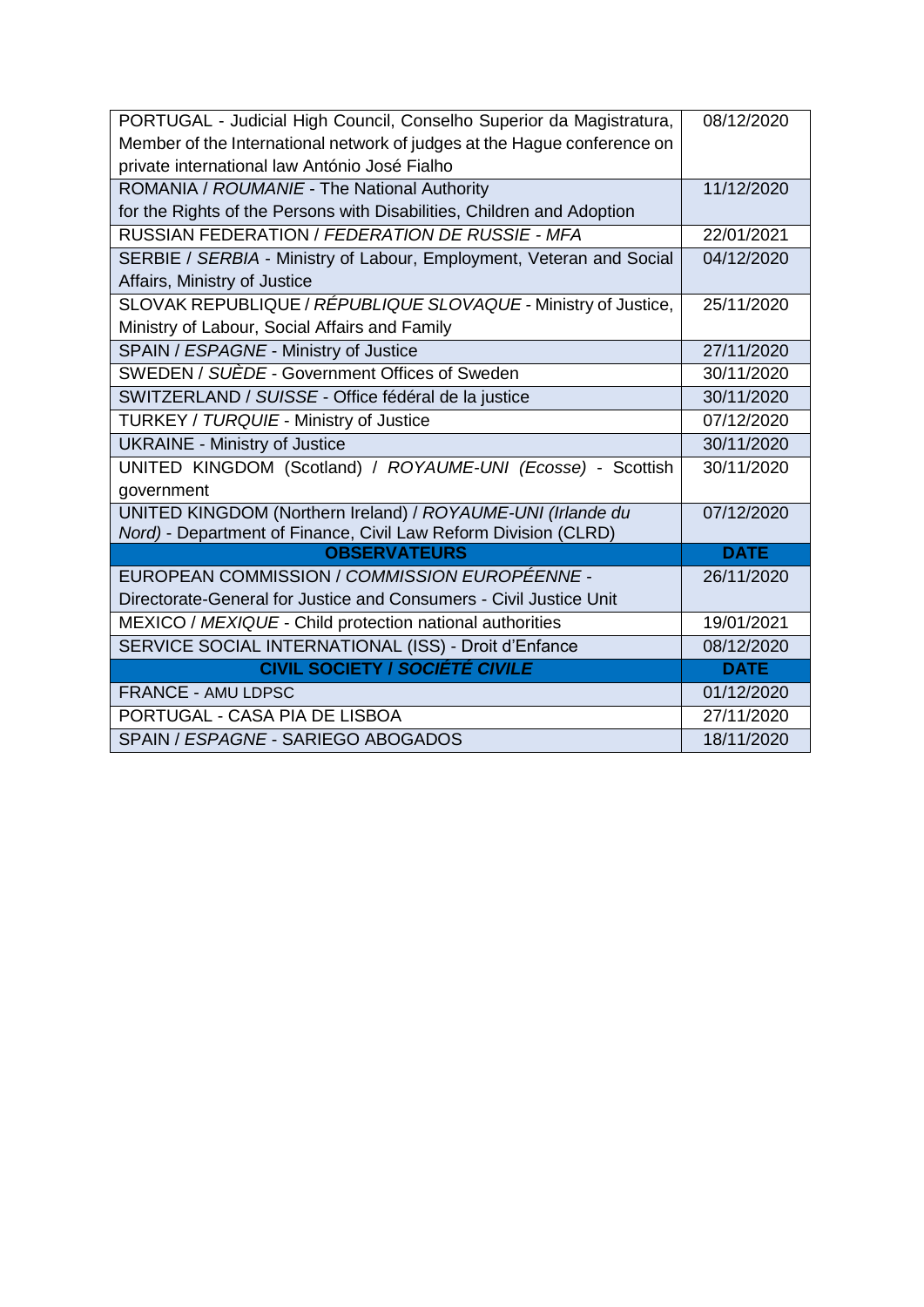| | |
|---|---|
| PORTUGAL - Judicial High Council, Conselho Superior da Magistratura, Member of the International network of judges at the Hague conference on private international law António José Fialho | 08/12/2020 |
| ROMANIA / *ROUMANIE* - The National Authority for the Rights of the Persons with Disabilities, Children and Adoption | 11/12/2020 |
| RUSSIAN FEDERATION / *FEDERATION DE RUSSIE - MFA* | 22/01/2021 |
| SERBIE / *SERBIA* - Ministry of Labour, Employment, Veteran and Social Affairs, Ministry of Justice | 04/12/2020 |
| SLOVAK REPUBLIQUE / *RÉPUBLIQUE SLOVAQUE* - Ministry of Justice, Ministry of Labour, Social Affairs and Family | 25/11/2020 |
| SPAIN / *ESPAGNE* - Ministry of Justice | 27/11/2020 |
| SWEDEN / *SUÈDE* - Government Offices of Sweden | 30/11/2020 |
| SWITZERLAND / *SUISSE* - Office fédéral de la justice | 30/11/2020 |
| TURKEY / *TURQUIE* - Ministry of Justice | 07/12/2020 |
| UKRAINE - Ministry of Justice | 30/11/2020 |
| UNITED KINGDOM (Scotland) / *ROYAUME-UNI (Ecosse)* - Scottish government | 30/11/2020 |
| UNITED KINGDOM (Northern Ireland) / *ROYAUME-UNI (Irlande du Nord)* - Department of Finance, Civil Law Reform Division (CLRD) | 07/12/2020 |
| **OBSERVATEURS** | **DATE** |
| EUROPEAN COMMISSION / *COMMISSION EUROPÉENNE* - Directorate-General for Justice and Consumers - Civil Justice Unit | 26/11/2020 |
| MEXICO / *MEXIQUE* - Child protection national authorities | 19/01/2021 |
| SERVICE SOCIAL INTERNATIONAL (ISS) - Droit d'Enfance | 08/12/2020 |
| **CIVIL SOCIETY / *SOCIÉTÉ CIVILE*** | **DATE** |
| FRANCE - AMU LDPSC | 01/12/2020 |
| PORTUGAL - CASA PIA DE LISBOA | 27/11/2020 |
| SPAIN / *ESPAGNE* - SARIEGO ABOGADOS | 18/11/2020 |